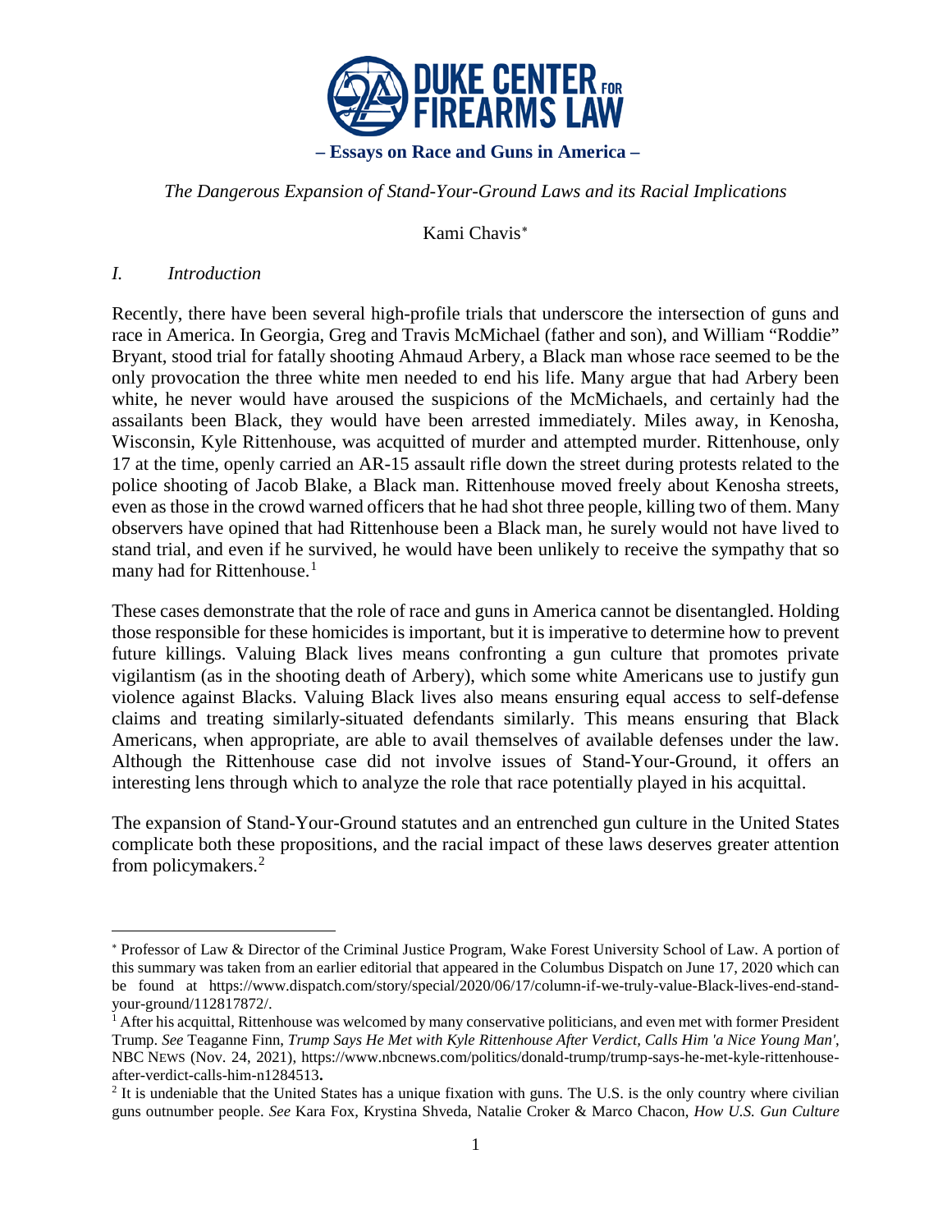**DUKE CENTER FOR FIREARMS LAW**

**– Essays on Race and Guns in America –**

*The Dangerous Expansion of Stand-Your-Ground Laws and its Racial Implications*

Kami Chavis[*]

## *I. Introduction*

Recently, there have been several high-profile trials that underscore the intersection of guns and race in America. In Georgia, Greg and Travis McMichael (father and son), and William "Roddie" Bryant, stood trial for fatally shooting Ahmaud Arbery, a Black man whose race seemed to be the only provocation the three white men needed to end his life. Many argue that had Arbery been white, he never would have aroused the suspicions of the McMichaels, and certainly had the assailants been Black, they would have been arrested immediately. Miles away, in Kenosha, Wisconsin, Kyle Rittenhouse, was acquitted of murder and attempted murder. Rittenhouse, only 17 at the time, openly carried an AR-15 assault rifle down the street during protests related to the police shooting of Jacob Blake, a Black man. Rittenhouse moved freely about Kenosha streets, even as those in the crowd warned officers that he had shot three people, killing two of them. Many observers have opined that had Rittenhouse been a Black man, he surely would not have lived to stand trial, and even if he survived, he would have been unlikely to receive the sympathy that so many had for Rittenhouse.[1]

These cases demonstrate that the role of race and guns in America cannot be disentangled. Holding those responsible for these homicides is important, but it is imperative to determine how to prevent future killings. Valuing Black lives means confronting a gun culture that promotes private vigilantism (as in the shooting death of Arbery), which some white Americans use to justify gun violence against Blacks. Valuing Black lives also means ensuring equal access to self-defense claims and treating similarly-situated defendants similarly. This means ensuring that Black Americans, when appropriate, are able to avail themselves of available defenses under the law. Although the Rittenhouse case did not involve issues of Stand-Your-Ground, it offers an interesting lens through which to analyze the role that race potentially played in his acquittal.

The expansion of Stand-Your-Ground statutes and an entrenched gun culture in the United States complicate both these propositions, and the racial impact of these laws deserves greater attention from policymakers.[2]

---

[*] Professor of Law & Director of the Criminal Justice Program, Wake Forest University School of Law. A portion of this summary was taken from an earlier editorial that appeared in the Columbus Dispatch on June 17, 2020 which can be found at https://www.dispatch.com/story/special/2020/06/17/column-if-we-truly-value-Black-lives-end-stand-your-ground/112817872/.

[1] After his acquittal, Rittenhouse was welcomed by many conservative politicians, and even met with former President Trump. *See* Teaganne Finn, *Trump Says He Met with Kyle Rittenhouse After Verdict, Calls Him 'a Nice Young Man'*, NBC NEWS (Nov. 24, 2021), https://www.nbcnews.com/politics/donald-trump/trump-says-he-met-kyle-rittenhouse-after-verdict-calls-him-n1284513.

[2] It is undeniable that the United States has a unique fixation with guns. The U.S. is the only country where civilian guns outnumber people. *See* Kara Fox, Krystina Shveda, Natalie Croker & Marco Chacon, *How U.S. Gun Culture*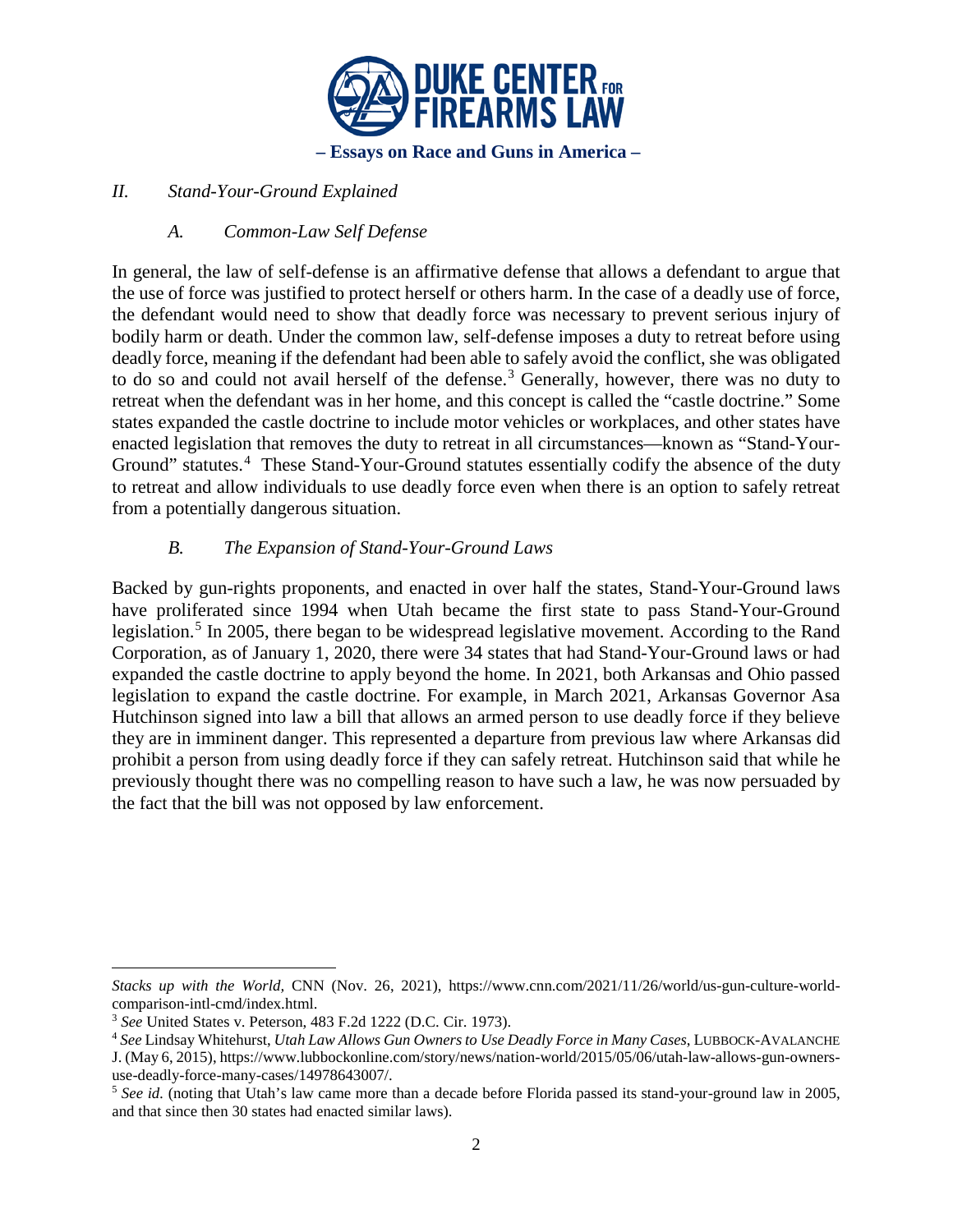## II. *Stand-Your-Ground Explained*

### A. *Common-Law Self Defense*

In general, the law of self-defense is an affirmative defense that allows a defendant to argue that the use of force was justified to protect herself or others harm. In the case of a deadly use of force, the defendant would need to show that deadly force was necessary to prevent serious injury of bodily harm or death. Under the common law, self-defense imposes a duty to retreat before using deadly force, meaning if the defendant had been able to safely avoid the conflict, she was obligated to do so and could not avail herself of the defense.[3] Generally, however, there was no duty to retreat when the defendant was in her home, and this concept is called the "castle doctrine." Some states expanded the castle doctrine to include motor vehicles or workplaces, and other states have enacted legislation that removes the duty to retreat in all circumstances—known as "Stand-Your-Ground" statutes.[4] These Stand-Your-Ground statutes essentially codify the absence of the duty to retreat and allow individuals to use deadly force even when there is an option to safely retreat from a potentially dangerous situation.

### B. *The Expansion of Stand-Your-Ground Laws*

Backed by gun-rights proponents, and enacted in over half the states, Stand-Your-Ground laws have proliferated since 1994 when Utah became the first state to pass Stand-Your-Ground legislation.[5] In 2005, there began to be widespread legislative movement. According to the Rand Corporation, as of January 1, 2020, there were 34 states that had Stand-Your-Ground laws or had expanded the castle doctrine to apply beyond the home. In 2021, both Arkansas and Ohio passed legislation to expand the castle doctrine. For example, in March 2021, Arkansas Governor Asa Hutchinson signed into law a bill that allows an armed person to use deadly force if they believe they are in imminent danger. This represented a departure from previous law where Arkansas did prohibit a person from using deadly force if they can safely retreat. Hutchinson said that while he previously thought there was no compelling reason to have such a law, he was now persuaded by the fact that the bill was not opposed by law enforcement.

---

*Stacks up with the World*, CNN (Nov. 26, 2021), https://www.cnn.com/2021/11/26/world/us-gun-culture-world-comparison-intl-cmd/index.html.

[3] *See* United States v. Peterson, 483 F.2d 1222 (D.C. Cir. 1973).

[4] *See* Lindsay Whitehurst, *Utah Law Allows Gun Owners to Use Deadly Force in Many Cases*, LUBBOCK-AVALANCHE J. (May 6, 2015), https://www.lubbockonline.com/story/news/nation-world/2015/05/06/utah-law-allows-gun-owners-use-deadly-force-many-cases/14978643007/.

[5] *See id.* (noting that Utah's law came more than a decade before Florida passed its stand-your-ground law in 2005, and that since then 30 states had enacted similar laws).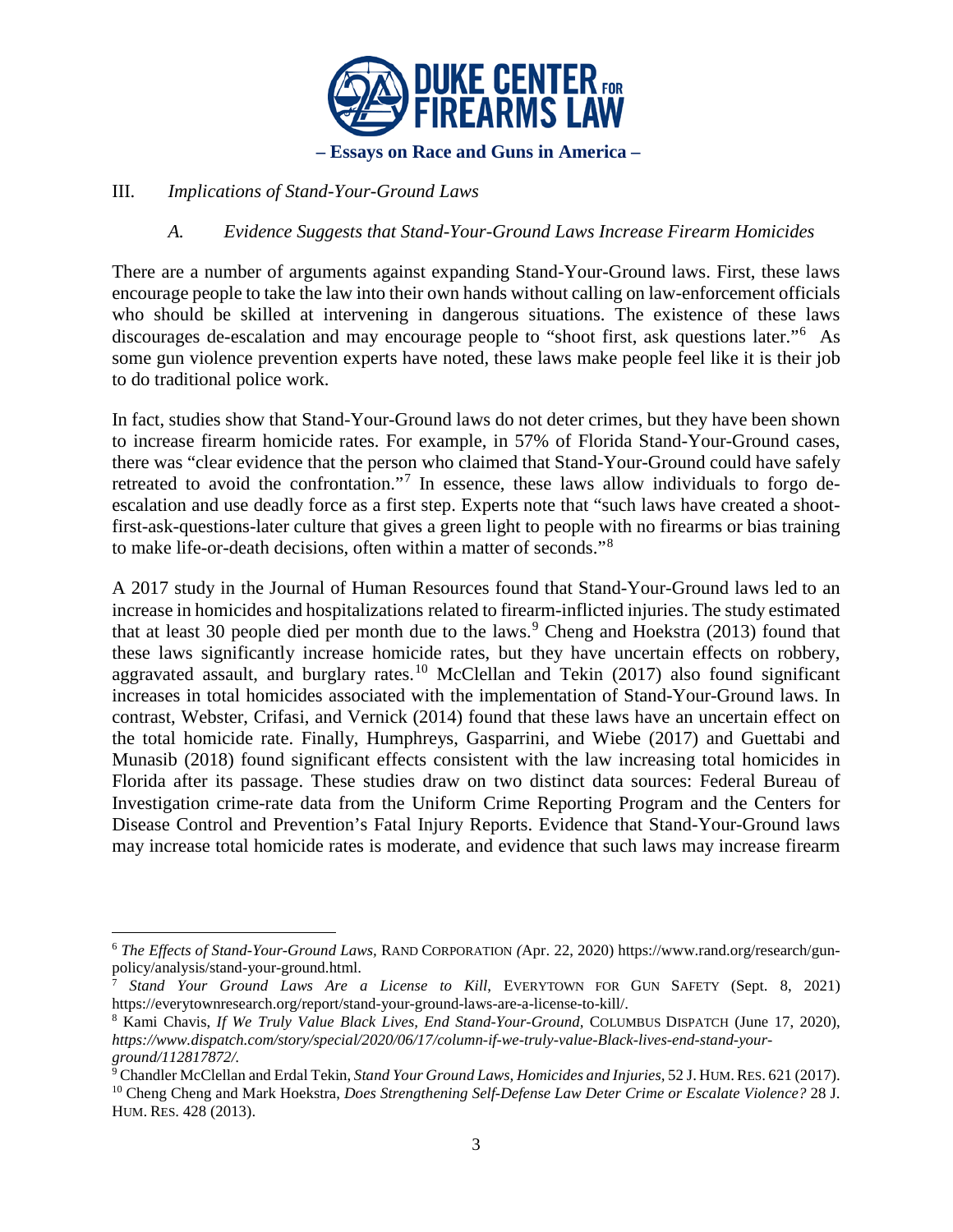## III. *Implications of Stand-Your-Ground Laws*

### *A. Evidence Suggests that Stand-Your-Ground Laws Increase Firearm Homicides*

There are a number of arguments against expanding Stand-Your-Ground laws. First, these laws encourage people to take the law into their own hands without calling on law-enforcement officials who should be skilled at intervening in dangerous situations. The existence of these laws discourages de-escalation and may encourage people to "shoot first, ask questions later."[6] As some gun violence prevention experts have noted, these laws make people feel like it is their job to do traditional police work.

In fact, studies show that Stand-Your-Ground laws do not deter crimes, but they have been shown to increase firearm homicide rates. For example, in 57% of Florida Stand-Your-Ground cases, there was "clear evidence that the person who claimed that Stand-Your-Ground could have safely retreated to avoid the confrontation."[7] In essence, these laws allow individuals to forgo de-escalation and use deadly force as a first step. Experts note that "such laws have created a shoot-first-ask-questions-later culture that gives a green light to people with no firearms or bias training to make life-or-death decisions, often within a matter of seconds."[8]

A 2017 study in the Journal of Human Resources found that Stand-Your-Ground laws led to an increase in homicides and hospitalizations related to firearm-inflicted injuries. The study estimated that at least 30 people died per month due to the laws.[9] Cheng and Hoekstra (2013) found that these laws significantly increase homicide rates, but they have uncertain effects on robbery, aggravated assault, and burglary rates.[10] McClellan and Tekin (2017) also found significant increases in total homicides associated with the implementation of Stand-Your-Ground laws. In contrast, Webster, Crifasi, and Vernick (2014) found that these laws have an uncertain effect on the total homicide rate. Finally, Humphreys, Gasparrini, and Wiebe (2017) and Guettabi and Munasib (2018) found significant effects consistent with the law increasing total homicides in Florida after its passage. These studies draw on two distinct data sources: Federal Bureau of Investigation crime-rate data from the Uniform Crime Reporting Program and the Centers for Disease Control and Prevention's Fatal Injury Reports. Evidence that Stand-Your-Ground laws may increase total homicide rates is moderate, and evidence that such laws may increase firearm

---

[6] *The Effects of Stand-Your-Ground Laws,* RAND CORPORATION *(*Apr. 22, 2020) https://www.rand.org/research/gun-policy/analysis/stand-your-ground.html.

[7] *Stand Your Ground Laws Are a License to Kill*, EVERYTOWN FOR GUN SAFETY (Sept. 8, 2021) https://everytownresearch.org/report/stand-your-ground-laws-are-a-license-to-kill/.

[8] Kami Chavis, *If We Truly Value Black Lives, End Stand-Your-Ground,* COLUMBUS DISPATCH (June 17, 2020), *https://www.dispatch.com/story/special/2020/06/17/column-if-we-truly-value-Black-lives-end-stand-your-ground/112817872/.*

[9] Chandler McClellan and Erdal Tekin, *Stand Your Ground Laws, Homicides and Injuries,* 52 J. HUM. RES. 621 (2017).

[10] Cheng Cheng and Mark Hoekstra, *Does Strengthening Self-Defense Law Deter Crime or Escalate Violence?* 28 J. HUM. RES. 428 (2013).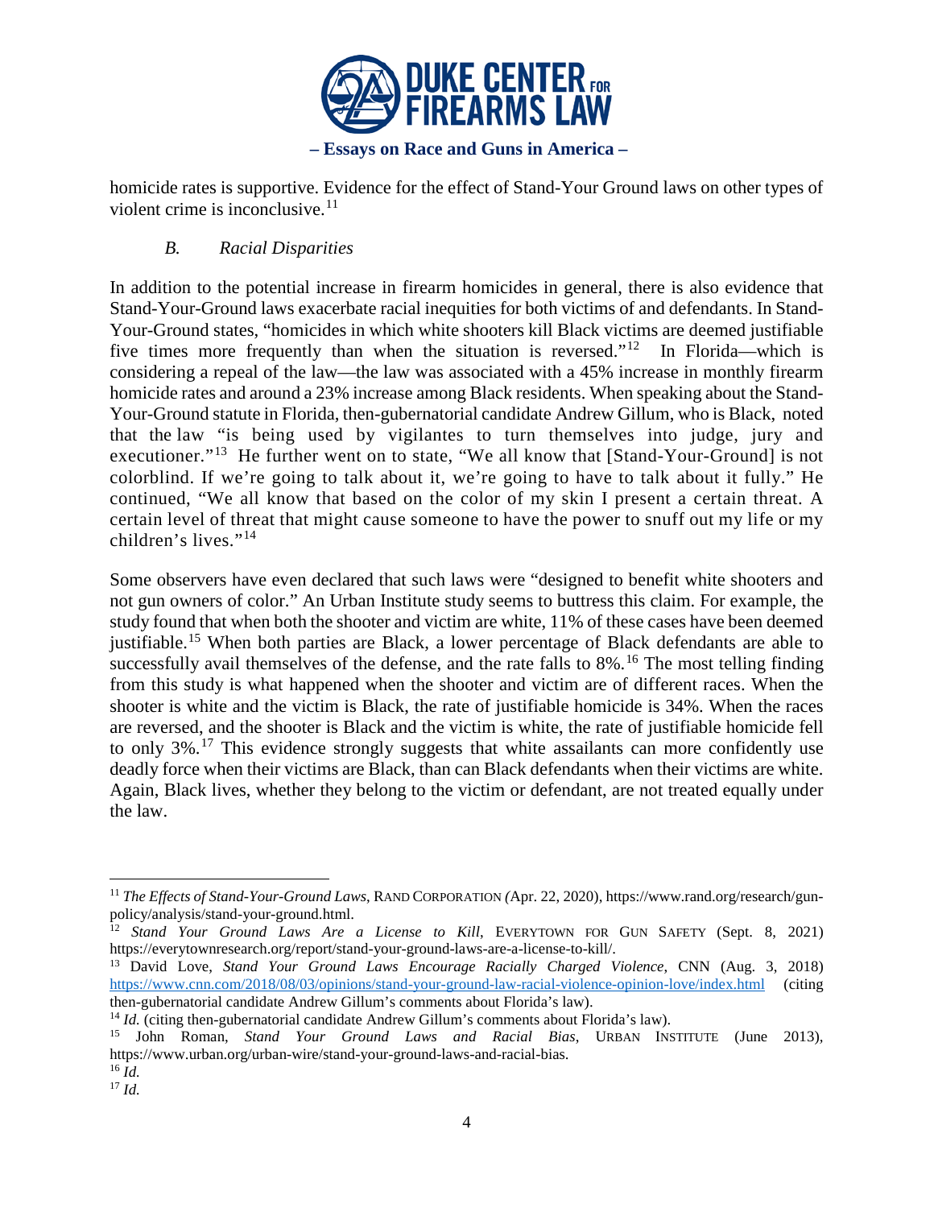homicide rates is supportive. Evidence for the effect of Stand-Your Ground laws on other types of violent crime is inconclusive.[11]

### *B. Racial Disparities*

In addition to the potential increase in firearm homicides in general, there is also evidence that Stand-Your-Ground laws exacerbate racial inequities for both victims of and defendants. In Stand-Your-Ground states, "homicides in which white shooters kill Black victims are deemed justifiable five times more frequently than when the situation is reversed."[12] In Florida—which is considering a repeal of the law—the law was associated with a 45% increase in monthly firearm homicide rates and around a 23% increase among Black residents. When speaking about the Stand-Your-Ground statute in Florida, then-gubernatorial candidate Andrew Gillum, who is Black, noted that the law "is being used by vigilantes to turn themselves into judge, jury and executioner."[13] He further went on to state, "We all know that [Stand-Your-Ground] is not colorblind. If we're going to talk about it, we're going to have to talk about it fully." He continued, "We all know that based on the color of my skin I present a certain threat. A certain level of threat that might cause someone to have the power to snuff out my life or my children's lives."[14]

Some observers have even declared that such laws were "designed to benefit white shooters and not gun owners of color." An Urban Institute study seems to buttress this claim. For example, the study found that when both the shooter and victim are white, 11% of these cases have been deemed justifiable.[15] When both parties are Black, a lower percentage of Black defendants are able to successfully avail themselves of the defense, and the rate falls to 8%.[16] The most telling finding from this study is what happened when the shooter and victim are of different races. When the shooter is white and the victim is Black, the rate of justifiable homicide is 34%. When the races are reversed, and the shooter is Black and the victim is white, the rate of justifiable homicide fell to only 3%.[17] This evidence strongly suggests that white assailants can more confidently use deadly force when their victims are Black, than can Black defendants when their victims are white. Again, Black lives, whether they belong to the victim or defendant, are not treated equally under the law.

---

[11] *The Effects of Stand-Your-Ground Laws*, RAND CORPORATION (Apr. 22, 2020), https://www.rand.org/research/gun-policy/analysis/stand-your-ground.html.

[12] *Stand Your Ground Laws Are a License to Kill*, EVERYTOWN FOR GUN SAFETY (Sept. 8, 2021) https://everytownresearch.org/report/stand-your-ground-laws-are-a-license-to-kill/.

[13] David Love, *Stand Your Ground Laws Encourage Racially Charged Violence*, CNN (Aug. 3, 2018) https://www.cnn.com/2018/08/03/opinions/stand-your-ground-law-racial-violence-opinion-love/index.html (citing then-gubernatorial candidate Andrew Gillum's comments about Florida's law).

[14] *Id.* (citing then-gubernatorial candidate Andrew Gillum's comments about Florida's law).

[15] John Roman, *Stand Your Ground Laws and Racial Bias*, URBAN INSTITUTE (June 2013), https://www.urban.org/urban-wire/stand-your-ground-laws-and-racial-bias.

[16] *Id.*

[17] *Id.*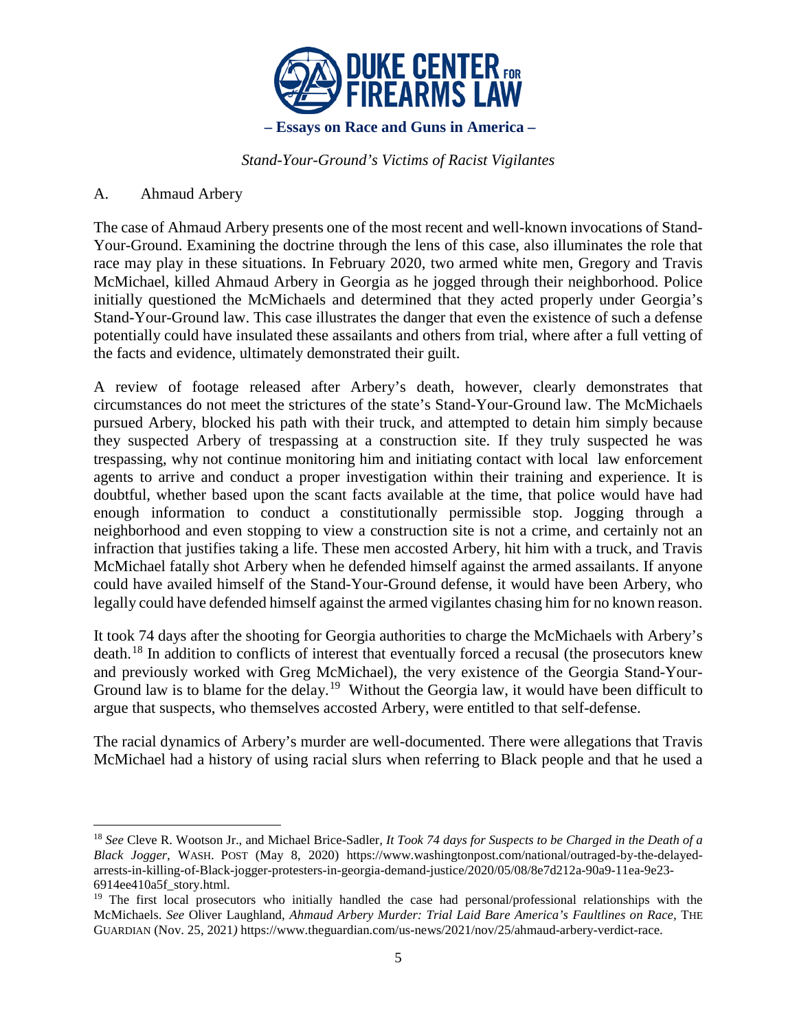### A. Ahmaud Arbery

The case of Ahmaud Arbery presents one of the most recent and well-known invocations of Stand-Your-Ground. Examining the doctrine through the lens of this case, also illuminates the role that race may play in these situations. In February 2020, two armed white men, Gregory and Travis McMichael, killed Ahmaud Arbery in Georgia as he jogged through their neighborhood. Police initially questioned the McMichaels and determined that they acted properly under Georgia's Stand-Your-Ground law. This case illustrates the danger that even the existence of such a defense potentially could have insulated these assailants and others from trial, where after a full vetting of the facts and evidence, ultimately demonstrated their guilt.

A review of footage released after Arbery's death, however, clearly demonstrates that circumstances do not meet the strictures of the state's Stand-Your-Ground law. The McMichaels pursued Arbery, blocked his path with their truck, and attempted to detain him simply because they suspected Arbery of trespassing at a construction site. If they truly suspected he was trespassing, why not continue monitoring him and initiating contact with local law enforcement agents to arrive and conduct a proper investigation within their training and experience. It is doubtful, whether based upon the scant facts available at the time, that police would have had enough information to conduct a constitutionally permissible stop. Jogging through a neighborhood and even stopping to view a construction site is not a crime, and certainly not an infraction that justifies taking a life. These men accosted Arbery, hit him with a truck, and Travis McMichael fatally shot Arbery when he defended himself against the armed assailants. If anyone could have availed himself of the Stand-Your-Ground defense, it would have been Arbery, who legally could have defended himself against the armed vigilantes chasing him for no known reason.

It took 74 days after the shooting for Georgia authorities to charge the McMichaels with Arbery's death.[18] In addition to conflicts of interest that eventually forced a recusal (the prosecutors knew and previously worked with Greg McMichael), the very existence of the Georgia Stand-Your-Ground law is to blame for the delay.[19] Without the Georgia law, it would have been difficult to argue that suspects, who themselves accosted Arbery, were entitled to that self-defense.

The racial dynamics of Arbery's murder are well-documented. There were allegations that Travis McMichael had a history of using racial slurs when referring to Black people and that he used a

---

[18] *See* Cleve R. Wootson Jr., and Michael Brice-Sadler, *It Took 74 days for Suspects to be Charged in the Death of a Black Jogger*, WASH. POST (May 8, 2020) https://www.washingtonpost.com/national/outraged-by-the-delayed-arrests-in-killing-of-Black-jogger-protesters-in-georgia-demand-justice/2020/05/08/8e7d212a-90a9-11ea-9e23-6914ee410a5f_story.html.

[19] The first local prosecutors who initially handled the case had personal/professional relationships with the McMichaels. *See* Oliver Laughland, *Ahmaud Arbery Murder: Trial Laid Bare America's Faultlines on Race,* THE GUARDIAN (Nov. 25, 2021) https://www.theguardian.com/us-news/2021/nov/25/ahmaud-arbery-verdict-race.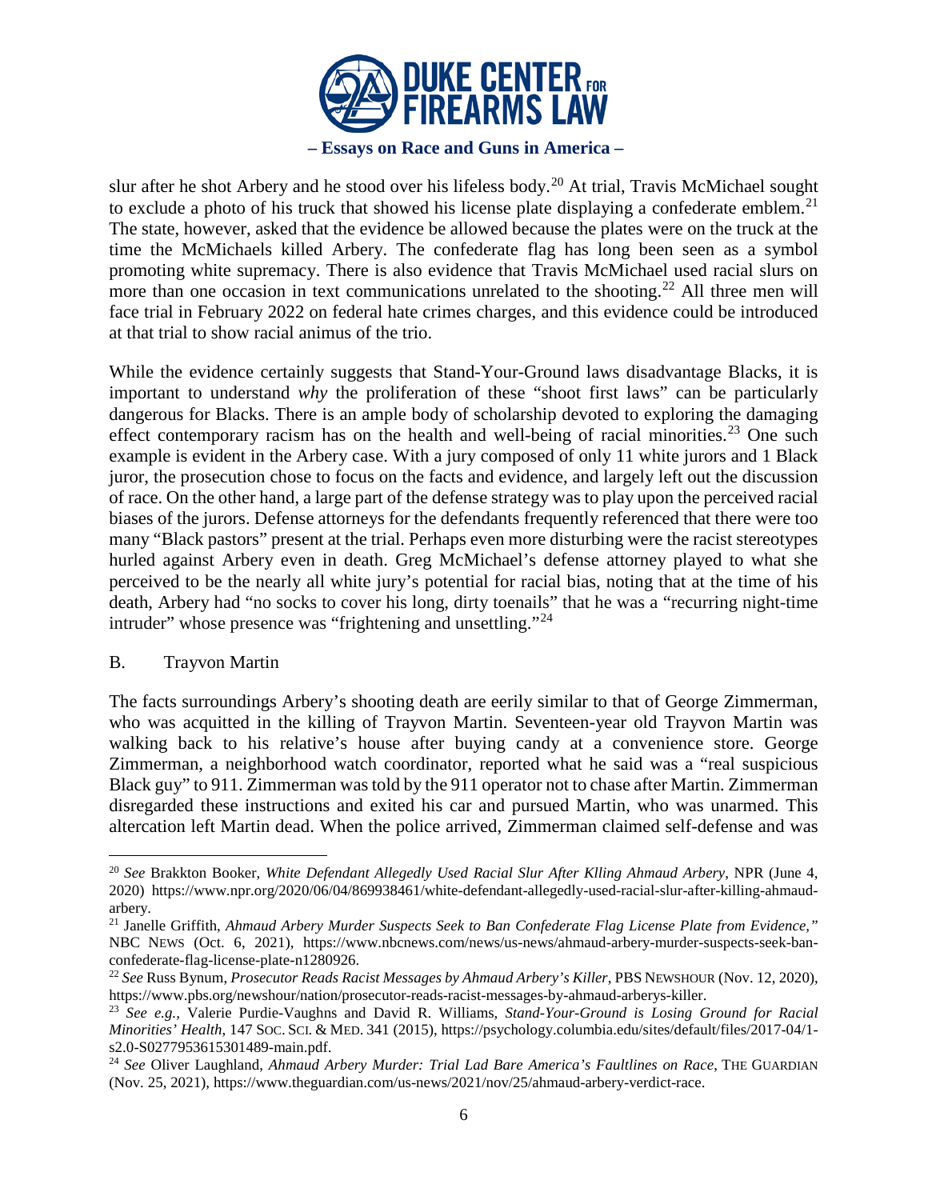slur after he shot Arbery and he stood over his lifeless body.[20] At trial, Travis McMichael sought to exclude a photo of his truck that showed his license plate displaying a confederate emblem.[21] The state, however, asked that the evidence be allowed because the plates were on the truck at the time the McMichaels killed Arbery. The confederate flag has long been seen as a symbol promoting white supremacy. There is also evidence that Travis McMichael used racial slurs on more than one occasion in text communications unrelated to the shooting.[22] All three men will face trial in February 2022 on federal hate crimes charges, and this evidence could be introduced at that trial to show racial animus of the trio.

While the evidence certainly suggests that Stand-Your-Ground laws disadvantage Blacks, it is important to understand *why* the proliferation of these "shoot first laws" can be particularly dangerous for Blacks. There is an ample body of scholarship devoted to exploring the damaging effect contemporary racism has on the health and well-being of racial minorities.[23] One such example is evident in the Arbery case. With a jury composed of only 11 white jurors and 1 Black juror, the prosecution chose to focus on the facts and evidence, and largely left out the discussion of race. On the other hand, a large part of the defense strategy was to play upon the perceived racial biases of the jurors. Defense attorneys for the defendants frequently referenced that there were too many "Black pastors" present at the trial. Perhaps even more disturbing were the racist stereotypes hurled against Arbery even in death. Greg McMichael's defense attorney played to what she perceived to be the nearly all white jury's potential for racial bias, noting that at the time of his death, Arbery had "no socks to cover his long, dirty toenails" that he was a "recurring night-time intruder" whose presence was "frightening and unsettling."[24]

## B. Trayvon Martin

The facts surroundings Arbery's shooting death are eerily similar to that of George Zimmerman, who was acquitted in the killing of Trayvon Martin. Seventeen-year old Trayvon Martin was walking back to his relative's house after buying candy at a convenience store. George Zimmerman, a neighborhood watch coordinator, reported what he said was a "real suspicious Black guy" to 911. Zimmerman was told by the 911 operator not to chase after Martin. Zimmerman disregarded these instructions and exited his car and pursued Martin, who was unarmed. This altercation left Martin dead. When the police arrived, Zimmerman claimed self-defense and was

---

[20] *See* Brakkton Booker, *White Defendant Allegedly Used Racial Slur After Klling Ahmaud Arbery*, NPR (June 4, 2020) https://www.npr.org/2020/06/04/869938461/white-defendant-allegedly-used-racial-slur-after-killing-ahmaud-arbery.

[21] Janelle Griffith, *Ahmaud Arbery Murder Suspects Seek to Ban Confederate Flag License Plate from Evidence,"* NBC NEWS (Oct. 6, 2021), https://www.nbcnews.com/news/us-news/ahmaud-arbery-murder-suspects-seek-ban-confederate-flag-license-plate-n1280926.

[22] *See* Russ Bynum, *Prosecutor Reads Racist Messages by Ahmaud Arbery's Killer*, PBS NEWSHOUR (Nov. 12, 2020), https://www.pbs.org/newshour/nation/prosecutor-reads-racist-messages-by-ahmaud-arberys-killer.

[23] *See e.g.*, Valerie Purdie-Vaughns and David R. Williams, *Stand-Your-Ground is Losing Ground for Racial Minorities' Health*, 147 SOC. SCI. & MED. 341 (2015), https://psychology.columbia.edu/sites/default/files/2017-04/1-s2.0-S0277953615301489-main.pdf.

[24] *See* Oliver Laughland, *Ahmaud Arbery Murder: Trial Lad Bare America's Faultlines on Race*, THE GUARDIAN (Nov. 25, 2021), https://www.theguardian.com/us-news/2021/nov/25/ahmaud-arbery-verdict-race.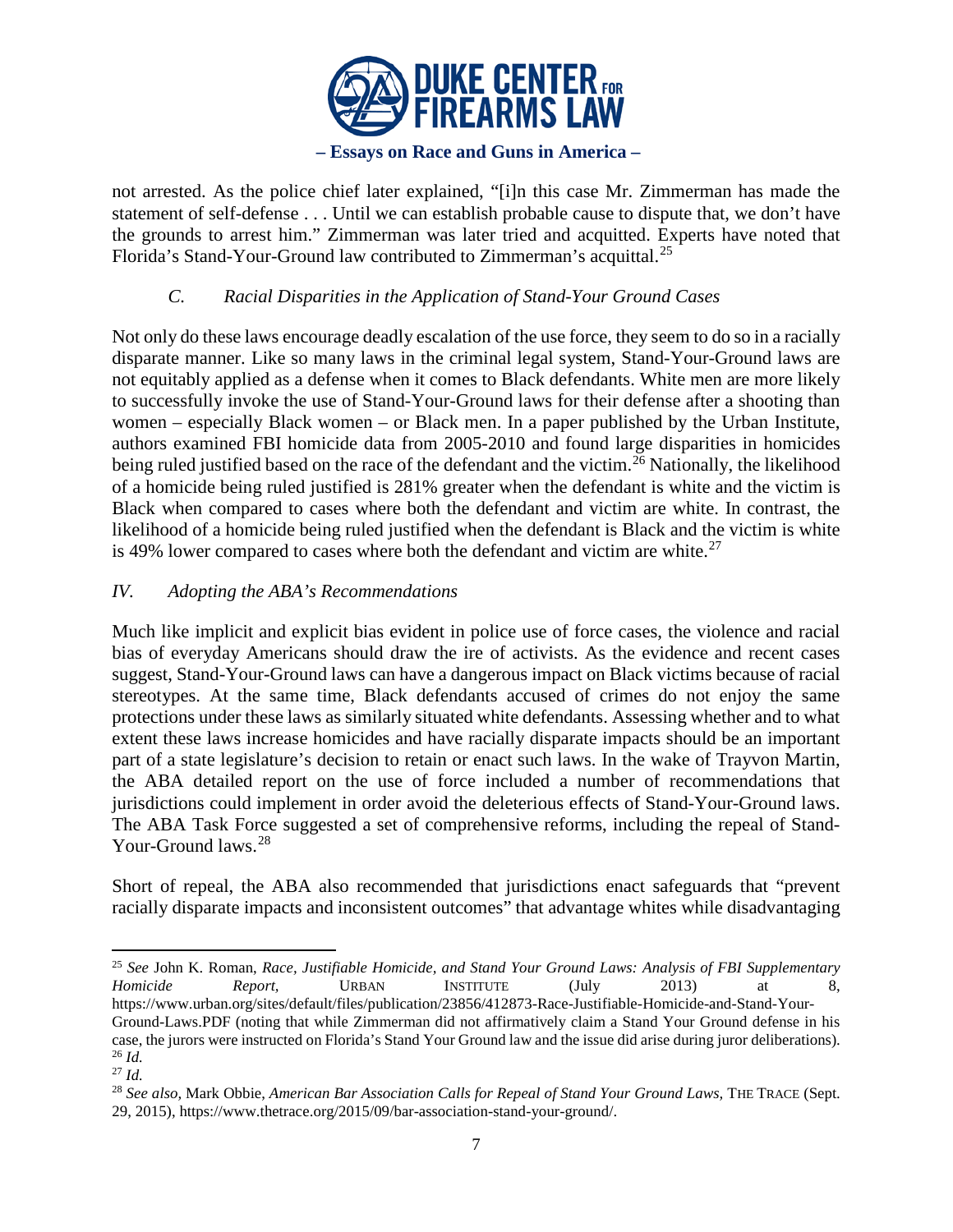not arrested. As the police chief later explained, "[i]n this case Mr. Zimmerman has made the statement of self-defense . . . Until we can establish probable cause to dispute that, we don't have the grounds to arrest him." Zimmerman was later tried and acquitted. Experts have noted that Florida's Stand-Your-Ground law contributed to Zimmerman's acquittal.[25]

### *C. Racial Disparities in the Application of Stand-Your Ground Cases*

Not only do these laws encourage deadly escalation of the use force, they seem to do so in a racially disparate manner. Like so many laws in the criminal legal system, Stand-Your-Ground laws are not equitably applied as a defense when it comes to Black defendants. White men are more likely to successfully invoke the use of Stand-Your-Ground laws for their defense after a shooting than women – especially Black women – or Black men. In a paper published by the Urban Institute, authors examined FBI homicide data from 2005-2010 and found large disparities in homicides being ruled justified based on the race of the defendant and the victim.[26] Nationally, the likelihood of a homicide being ruled justified is 281% greater when the defendant is white and the victim is Black when compared to cases where both the defendant and victim are white. In contrast, the likelihood of a homicide being ruled justified when the defendant is Black and the victim is white is 49% lower compared to cases where both the defendant and victim are white.[27]

## *IV. Adopting the ABA's Recommendations*

Much like implicit and explicit bias evident in police use of force cases, the violence and racial bias of everyday Americans should draw the ire of activists. As the evidence and recent cases suggest, Stand-Your-Ground laws can have a dangerous impact on Black victims because of racial stereotypes. At the same time, Black defendants accused of crimes do not enjoy the same protections under these laws as similarly situated white defendants. Assessing whether and to what extent these laws increase homicides and have racially disparate impacts should be an important part of a state legislature's decision to retain or enact such laws. In the wake of Trayvon Martin, the ABA detailed report on the use of force included a number of recommendations that jurisdictions could implement in order avoid the deleterious effects of Stand-Your-Ground laws. The ABA Task Force suggested a set of comprehensive reforms, including the repeal of Stand-Your-Ground laws.[28]

Short of repeal, the ABA also recommended that jurisdictions enact safeguards that "prevent racially disparate impacts and inconsistent outcomes" that advantage whites while disadvantaging

---

[25] *See* John K. Roman, *Race, Justifiable Homicide, and Stand Your Ground Laws: Analysis of FBI Supplementary Homicide Report*, URBAN INSTITUTE (July 2013) at 8, https://www.urban.org/sites/default/files/publication/23856/412873-Race-Justifiable-Homicide-and-Stand-Your-Ground-Laws.PDF (noting that while Zimmerman did not affirmatively claim a Stand Your Ground defense in his case, the jurors were instructed on Florida's Stand Your Ground law and the issue did arise during juror deliberations).

[26] *Id.*

[27] *Id.*

[28] *See also*, Mark Obbie, *American Bar Association Calls for Repeal of Stand Your Ground Laws*, THE TRACE (Sept. 29, 2015), https://www.thetrace.org/2015/09/bar-association-stand-your-ground/.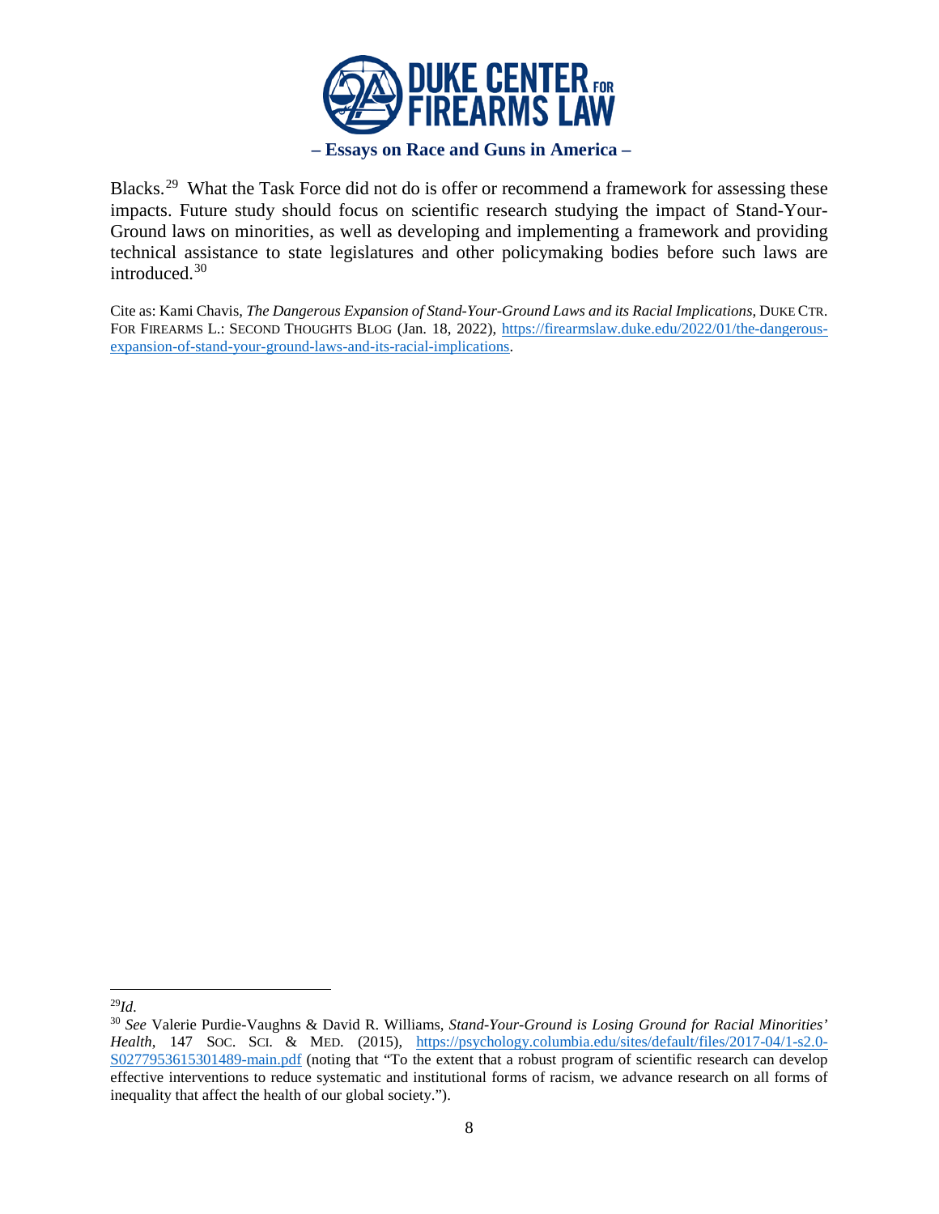Blacks.[29] What the Task Force did not do is offer or recommend a framework for assessing these impacts. Future study should focus on scientific research studying the impact of Stand-Your-Ground laws on minorities, as well as developing and implementing a framework and providing technical assistance to state legislatures and other policymaking bodies before such laws are introduced.[30]

Cite as: Kami Chavis, *The Dangerous Expansion of Stand-Your-Ground Laws and its Racial Implications*, DUKE CTR. FOR FIREARMS L.: SECOND THOUGHTS BLOG (Jan. 18, 2022), https://firearmslaw.duke.edu/2022/01/the-dangerous-expansion-of-stand-your-ground-laws-and-its-racial-implications.

---

[29] *Id*.

[30] *See* Valerie Purdie-Vaughns & David R. Williams, *Stand-Your-Ground is Losing Ground for Racial Minorities' Health*, 147 SOC. SCI. & MED. (2015), https://psychology.columbia.edu/sites/default/files/2017-04/1-s2.0-S0277953615301489-main.pdf (noting that "To the extent that a robust program of scientific research can develop effective interventions to reduce systematic and institutional forms of racism, we advance research on all forms of inequality that affect the health of our global society.").